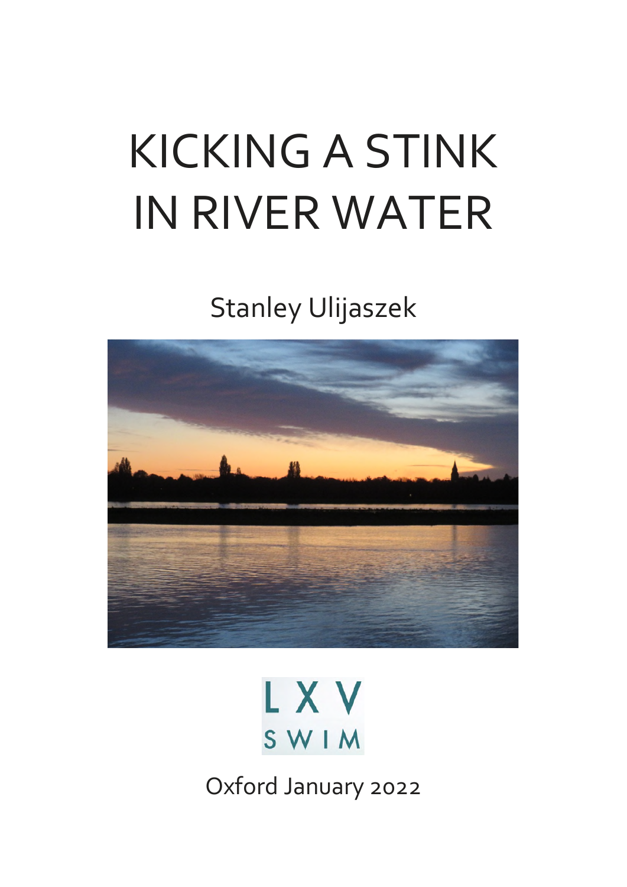# KICKING A STINK IN RIVER WATER

Stanley Ulijaszek

LXV SWIM

Oxford January 2022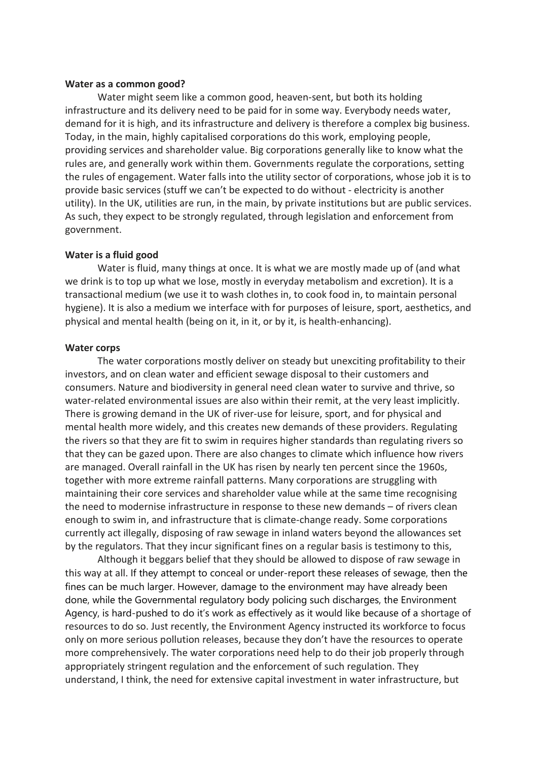**Water as a common good?**

Water might seem like a common good, heaven-sent, but both its holding infrastructure and its delivery need to be paid for in some way. Everybody needs water, demand for it is high, and its infrastructure and delivery is therefore a complex big business. Today, in the main, highly capitalised corporations do this work, employing people, providing services and shareholder value. Big corporations generally like to know what the rules are, and generally work within them. Governments regulate the corporations, setting the rules of engagement. Water falls into the utility sector of corporations, whose job it is to provide basic services (stuff we can't be expected to do without - electricity is another utility). In the UK, utilities are run, in the main, by private institutions but are public services. As such, they expect to be strongly regulated, through legislation and enforcement from government.

**Water is a fluid good**

Water is fluid, many things at once. It is what we are mostly made up of (and what we drink is to top up what we lose, mostly in everyday metabolism and excretion). It is a transactional medium (we use it to wash clothes in, to cook food in, to maintain personal hygiene). It is also a medium we interface with for purposes of leisure, sport, aesthetics, and physical and mental health (being on it, in it, or by it, is health-enhancing).

**Water corps**

The water corporations mostly deliver on steady but unexciting profitability to their investors, and on clean water and efficient sewage disposal to their customers and consumers. Nature and biodiversity in general need clean water to survive and thrive, so water-related environmental issues are also within their remit, at the very least implicitly. There is growing demand in the UK of river-use for leisure, sport, and for physical and mental health more widely, and this creates new demands of these providers. Regulating the rivers so that they are fit to swim in requires higher standards than regulating rivers so that they can be gazed upon. There are also changes to climate which influence how rivers are managed. Overall rainfall in the UK has risen by nearly ten percent since the 1960s, together with more extreme rainfall patterns. Many corporations are struggling with maintaining their core services and shareholder value while at the same time recognising the need to modernise infrastructure in response to these new demands – of rivers clean enough to swim in, and infrastructure that is climate-change ready. Some corporations currently act illegally, disposing of raw sewage in inland waters beyond the allowances set by the regulators. That they incur significant fines on a regular basis is testimony to this,

Although it beggars belief that they should be allowed to dispose of raw sewage in this way at all. If they attempt to conceal or under-report these releases of sewage, then the fines can be much larger. However, damage to the environment may have already been done, while the Governmental regulatory body policing such discharges, the Environment Agency, is hard-pushed to do it's work as effectively as it would like because of a shortage of resources to do so. Just recently, the Environment Agency instructed its workforce to focus only on more serious pollution releases, because they don't have the resources to operate more comprehensively. The water corporations need help to do their job properly through appropriately stringent regulation and the enforcement of such regulation. They understand, I think, the need for extensive capital investment in water infrastructure, but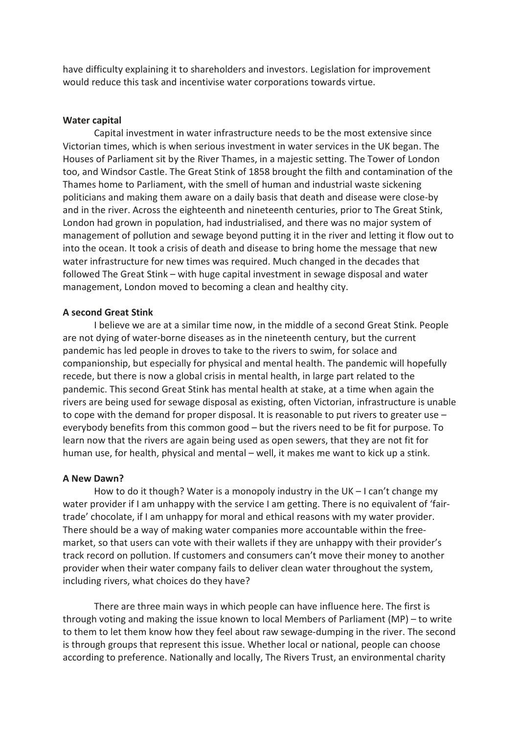have difficulty explaining it to shareholders and investors. Legislation for improvement would reduce this task and incentivise water corporations towards virtue.

**Water capital**

Capital investment in water infrastructure needs to be the most extensive since Victorian times, which is when serious investment in water services in the UK began. The Houses of Parliament sit by the River Thames, in a majestic setting. The Tower of London too, and Windsor Castle. The Great Stink of 1858 brought the filth and contamination of the Thames home to Parliament, with the smell of human and industrial waste sickening politicians and making them aware on a daily basis that death and disease were close-by and in the river. Across the eighteenth and nineteenth centuries, prior to The Great Stink, London had grown in population, had industrialised, and there was no major system of management of pollution and sewage beyond putting it in the river and letting it flow out to into the ocean. It took a crisis of death and disease to bring home the message that new water infrastructure for new times was required. Much changed in the decades that followed The Great Stink – with huge capital investment in sewage disposal and water management, London moved to becoming a clean and healthy city.

**A second Great Stink**

I believe we are at a similar time now, in the middle of a second Great Stink. People are not dying of water-borne diseases as in the nineteenth century, but the current pandemic has led people in droves to take to the rivers to swim, for solace and companionship, but especially for physical and mental health. The pandemic will hopefully recede, but there is now a global crisis in mental health, in large part related to the pandemic. This second Great Stink has mental health at stake, at a time when again the rivers are being used for sewage disposal as existing, often Victorian, infrastructure is unable to cope with the demand for proper disposal. It is reasonable to put rivers to greater use – everybody benefits from this common good – but the rivers need to be fit for purpose. To learn now that the rivers are again being used as open sewers, that they are not fit for human use, for health, physical and mental – well, it makes me want to kick up a stink.

**A New Dawn?**

How to do it though? Water is a monopoly industry in the UK – I can't change my water provider if I am unhappy with the service I am getting. There is no equivalent of 'fair-trade' chocolate, if I am unhappy for moral and ethical reasons with my water provider. There should be a way of making water companies more accountable within the free-market, so that users can vote with their wallets if they are unhappy with their provider's track record on pollution. If customers and consumers can't move their money to another provider when their water company fails to deliver clean water throughout the system, including rivers, what choices do they have?

There are three main ways in which people can have influence here. The first is through voting and making the issue known to local Members of Parliament (MP) – to write to them to let them know how they feel about raw sewage-dumping in the river. The second is through groups that represent this issue. Whether local or national, people can choose according to preference. Nationally and locally, The Rivers Trust, an environmental charity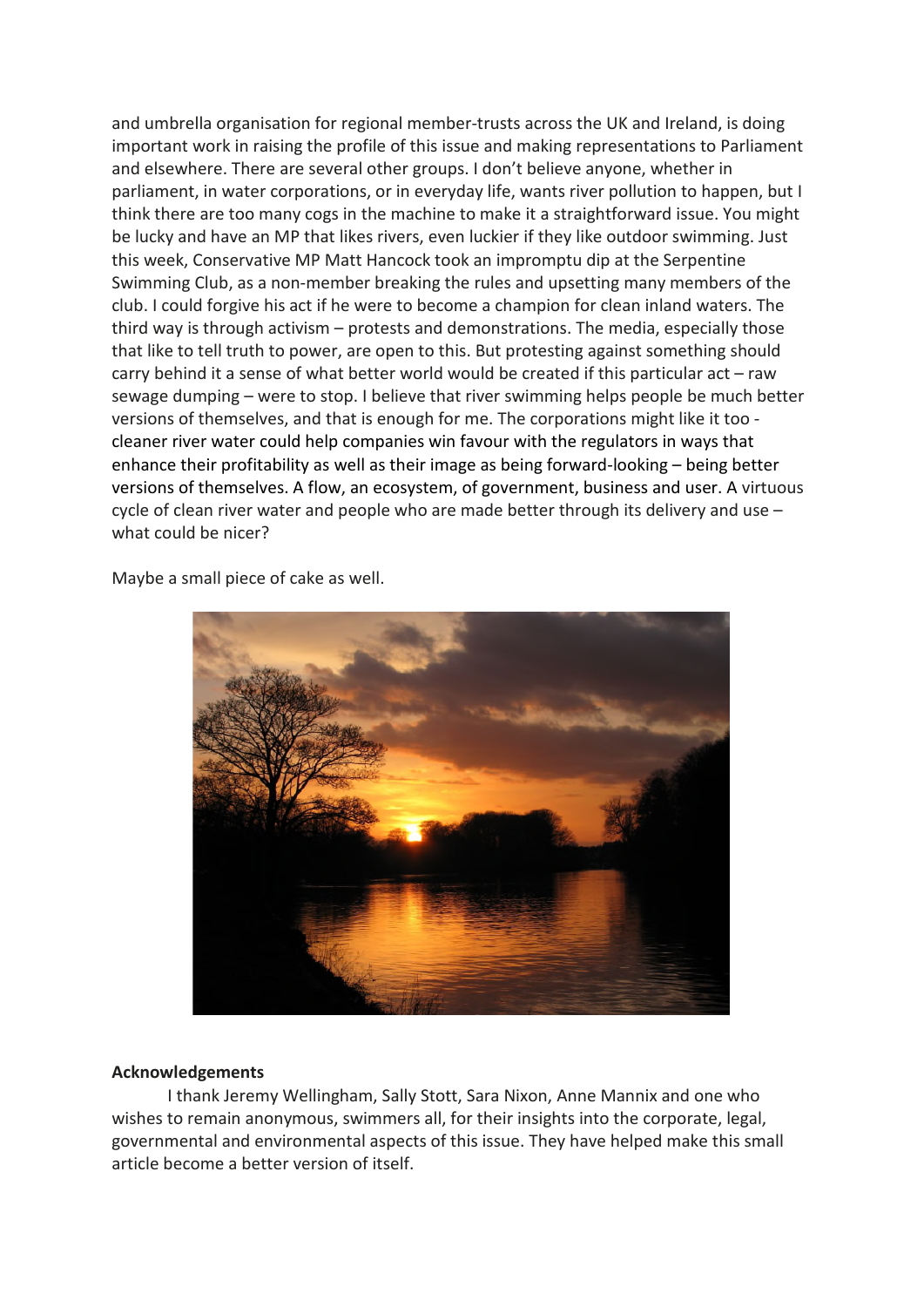and umbrella organisation for regional member-trusts across the UK and Ireland, is doing important work in raising the profile of this issue and making representations to Parliament and elsewhere. There are several other groups. I don't believe anyone, whether in parliament, in water corporations, or in everyday life, wants river pollution to happen, but I think there are too many cogs in the machine to make it a straightforward issue. You might be lucky and have an MP that likes rivers, even luckier if they like outdoor swimming. Just this week, Conservative MP Matt Hancock took an impromptu dip at the Serpentine Swimming Club, as a non-member breaking the rules and upsetting many members of the club. I could forgive his act if he were to become a champion for clean inland waters. The third way is through activism – protests and demonstrations. The media, especially those that like to tell truth to power, are open to this. But protesting against something should carry behind it a sense of what better world would be created if this particular act – raw sewage dumping – were to stop. I believe that river swimming helps people be much better versions of themselves, and that is enough for me. The corporations might like it too - cleaner river water could help companies win favour with the regulators in ways that enhance their profitability as well as their image as being forward-looking – being better versions of themselves. A flow, an ecosystem, of government, business and user. A virtuous cycle of clean river water and people who are made better through its delivery and use – what could be nicer?

Maybe a small piece of cake as well.

**Acknowledgements**

I thank Jeremy Wellingham, Sally Stott, Sara Nixon, Anne Mannix and one who wishes to remain anonymous, swimmers all, for their insights into the corporate, legal, governmental and environmental aspects of this issue. They have helped make this small article become a better version of itself.